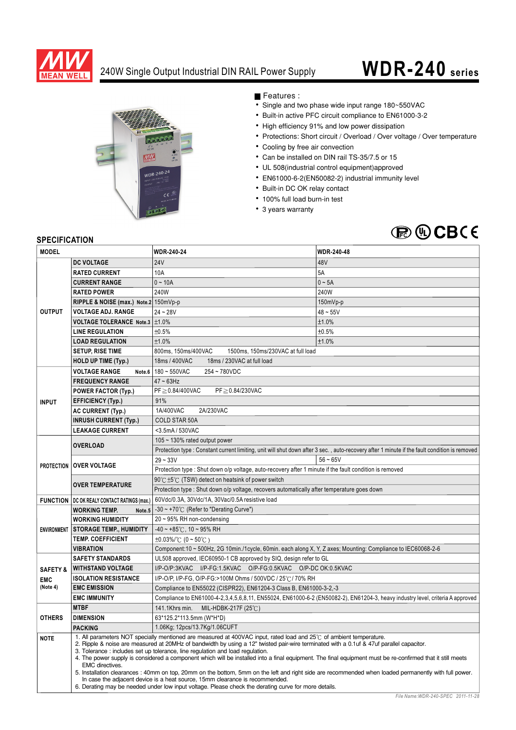# 240W Single Output Industrial DIN RAIL Power Supply

## WDR-240 series

■ Features :

- Single and two phase wide input range 180~550VAC
- Built-in active PFC circuit compliance to EN61000-3-2
- High efficiency 91% and low power dissipation
- Protections: Short circuit / Overload / Over voltage / Over temperature
- Cooling by free air convection
- Can be installed on DIN rail TS-35/7.5 or 15
- UL 508(industrial control equipment)approved
- EN61000-6-2(EN50082-2) industrial immunity level
- Built-in DC OK relay contact
- 100% full load burn-in test
- 3 years warranty

## SPECIFICATION

| MODEL | | WDR-240-24 | WDR-240-48 |
|---|---|---|---|
| OUTPUT | DC VOLTAGE | 24V | 48V |
| | RATED CURRENT | 10A | 5A |
| | CURRENT RANGE | 0 ~ 10A | 0 ~ 5A |
| | RATED POWER | 240W | 240W |
| | RIPPLE & NOISE (max.) Note.2 | 150mVp-p | 150mVp-p |
| | VOLTAGE ADJ. RANGE | 24 ~ 28V | 48 ~ 55V |
| | VOLTAGE TOLERANCE Note.3 | ±1.0% | ±1.0% |
| | LINE REGULATION | ±0.5% | ±0.5% |
| | LOAD REGULATION | ±1.0% | ±1.0% |
| | SETUP, RISE TIME | 800ms, 150ms/400VAC 1500ms, 150ms/230VAC at full load | |
| | HOLD UP TIME (Typ.) | 18ms / 400VAC 18ms / 230VAC at full load | |
| INPUT | VOLTAGE RANGE Note.6 | 180 ~ 550VAC 254 ~ 780VDC | |
| | FREQUENCY RANGE | 47 ~ 63Hz | |
| | POWER FACTOR (Typ.) | PF≧0.84/400VAC PF≧0.84/230VAC | |
| | EFFICIENCY (Typ.) | 91% | |
| | AC CURRENT (Typ.) | 1A/400VAC 2A/230VAC | |
| | INRUSH CURRENT (Typ.) | COLD STAR 50A | |
| | LEAKAGE CURRENT | <3.5mA / 530VAC | |
| PROTECTION | OVERLOAD | 105 ~ 130% rated output power | |
| | | Protection type : Constant current limiting, unit will shut down after 3 sec. , auto-recovery after 1 minute if the fault condition is removed | |
| | OVER VOLTAGE | 29 ~ 33V | 56 ~ 65V |
| | | Protection type : Shut down o/p voltage, auto-recovery after 1 minute if the fault condition is removed | |
| | OVER TEMPERATURE | 90℃ ±5℃ (TSW) detect on heatsink of power switch | |
| | | Protection type : Shut down o/p voltage, recovers automatically after temperature goes down | |
| FUNCTION | DC OK REALY CONTACT RATINGS (max.) | 60Vdc/0.3A, 30Vdc/1A, 30Vac/0.5A resistive load | |
| ENVIRONMENT | WORKING TEMP. Note.5 | -30 ~ +70℃ (Refer to "Derating Curve") | |
| | WORKING HUMIDITY | 20 ~ 95% RH non-condensing | |
| | STORAGE TEMP., HUMIDITY | -40 ~ +85℃, 10 ~ 95% RH | |
| | TEMP. COEFFICIENT | ±0.03%/℃ (0 ~ 50℃ ) | |
| | VIBRATION | Component:10 ~ 500Hz, 2G 10min./1cycle, 60min. each along X, Y, Z axes; Mounting: Compliance to IEC60068-2-6 | |
| SAFETY & EMC (Note 4) | SAFETY STANDARDS | UL508 approved, IEC60950-1 CB approved by SIQ, design refer to GL | |
| | WITHSTAND VOLTAGE | I/P-O/P:3KVAC I/P-FG:1.5KVAC O/P-FG:0.5KVAC O/P-DC OK:0.5KVAC | |
| | ISOLATION RESISTANCE | I/P-O/P, I/P-FG, O/P-FG:>100M Ohms / 500VDC / 25℃/ 70% RH | |
| | EMC EMISSION | Compliance to EN55022 (CISPR22), EN61204-3 Class B, EN61000-3-2,-3 | |
| | EMC IMMUNITY | Compliance to EN61000-4-2,3,4,5,6,8,11, EN55024, EN61000-6-2 (EN50082-2), EN61204-3, heavy industry level, criteria A approved | |
| OTHERS | MTBF | 141.1Khrs min. MIL-HDBK-217F (25℃) | |
| | DIMENSION | 63*125.2*113.5mm (W*H*D) | |
| | PACKING | 1.06Kg; 12pcs/13.7Kg/1.06CUFT | |

**NOTE**

1. All parameters NOT specially mentioned are measured at 400VAC input, rated load and 25℃ of ambient temperature.
2. Ripple & noise are measured at 20MHz of bandwidth by using a 12" twisted pair-wire terminated with a 0.1uf & 47uf parallel capacitor.
3. Tolerance : includes set up tolerance, line regulation and load regulation.
4. The power supply is considered a component which will be installed into a final equipment. The final equipment must be re-confirmed that it still meets EMC directives.
5. Installation clearances : 40mm on top, 20mm on the bottom, 5mm on the left and right side are recommended when loaded permanently with full power. In case the adjacent device is a heat source, 15mm clearance is recommended.
6. Derating may be needed under low input voltage. Please check the derating curve for more details.

File Name:WDR-240-SPEC 2011-11-28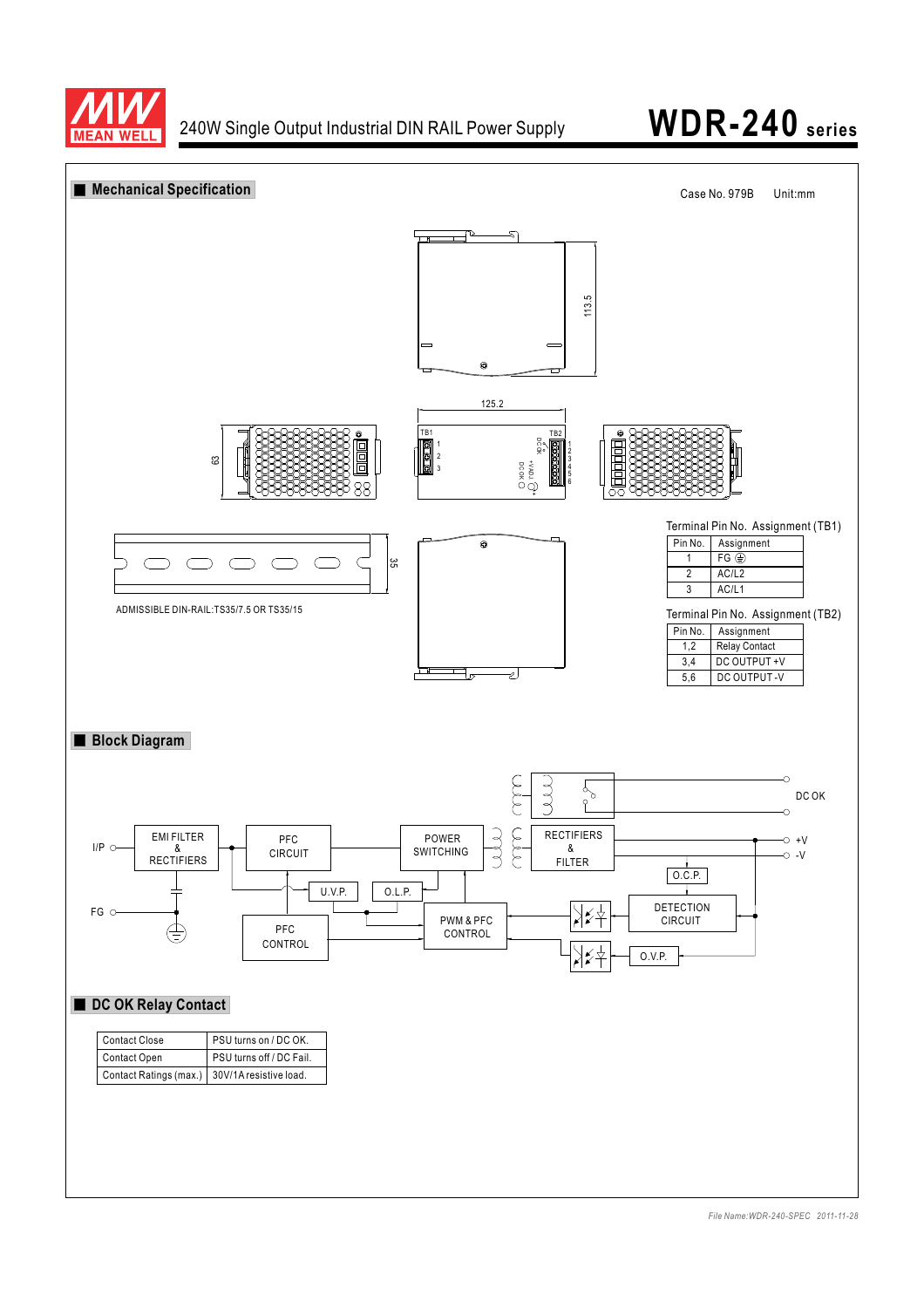## Mechanical Specification

Case No. 979B    Unit:mm

113.5

125.2

63

TB1

TB2

35

ADMISSIBLE DIN-RAIL:TS35/7.5 OR TS35/15

Terminal Pin No. Assignment (TB1)

| Pin No. | Assignment |
|---|---|
| 1 | FG ⏚ |
| 2 | AC/L2 |
| 3 | AC/L1 |

Terminal Pin No. Assignment (TB2)

| Pin No. | Assignment |
|---|---|
| 1,2 | Relay Contact |
| 3,4 | DC OUTPUT +V |
| 5,6 | DC OUTPUT -V |

## Block Diagram

I/P

FG

EMI FILTER & RECTIFIERS

PFC CIRCUIT

POWER SWITCHING

RECTIFIERS & FILTER

DC OK

+V

-V

O.C.P.

U.V.P.

O.L.P.

PFC CONTROL

PWM & PFC CONTROL

DETECTION CIRCUIT

O.V.P.

## DC OK Relay Contact

| | |
|---|---|
| Contact Close | PSU turns on / DC OK. |
| Contact Open | PSU turns off / DC Fail. |
| Contact Ratings (max.) | 30V/1A resistive load. |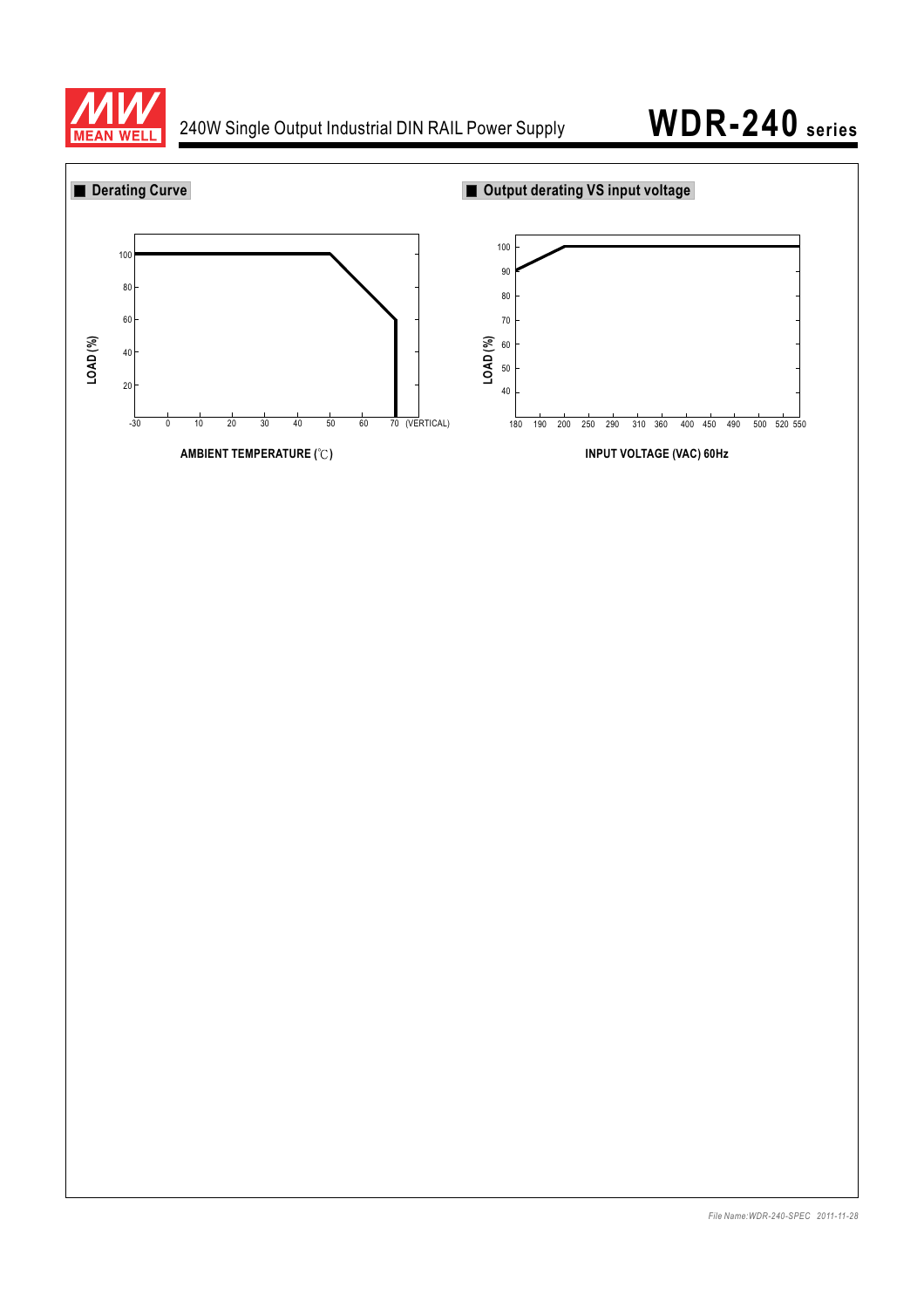## ■ Derating Curve

LOAD (%)

100
80
60
40
20

-30 0 10 20 30 40 50 60 70 (VERTICAL)

AMBIENT TEMPERATURE (℃)

## ■ Output derating VS input voltage

LOAD (%)

100
90
80
70
60
50
40

180 190 200 250 290 310 360 400 450 490 500 520 550

INPUT VOLTAGE (VAC) 60Hz